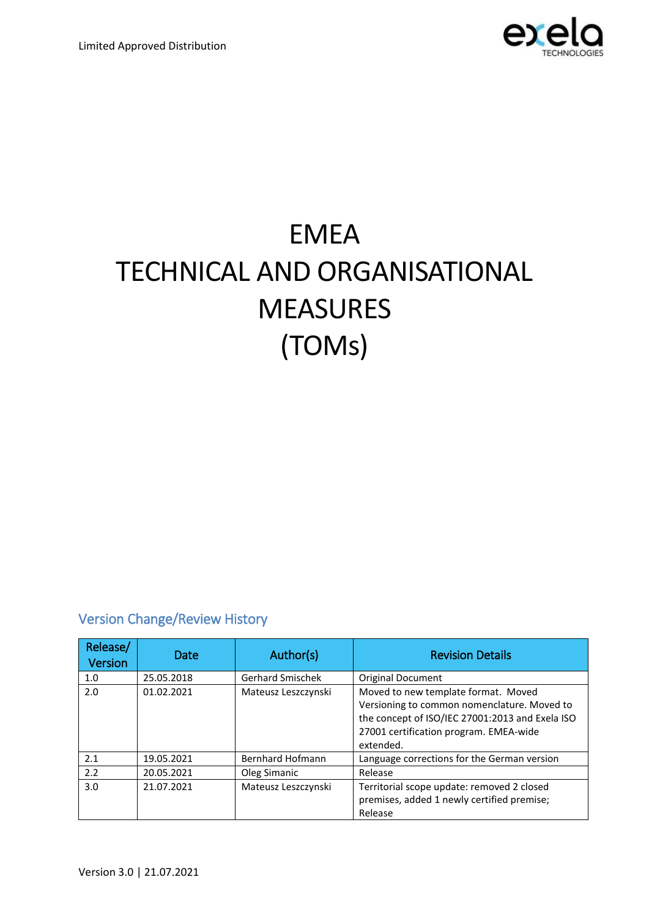Limited Approved Distribution

# EMEA TECHNICAL AND ORGANISATIONAL MEASURES (TOMs)

## Version Change/Review History

| Release/ Version | Date | Author(s) | Revision Details |
|---|---|---|---|
| 1.0 | 25.05.2018 | Gerhard Smischek | Original Document |
| 2.0 | 01.02.2021 | Mateusz Leszczynski | Moved to new template format. Moved Versioning to common nomenclature. Moved to the concept of ISO/IEC 27001:2013 and Exela ISO 27001 certification program. EMEA-wide extended. |
| 2.1 | 19.05.2021 | Bernhard Hofmann | Language corrections for the German version |
| 2.2 | 20.05.2021 | Oleg Simanic | Release |
| 3.0 | 21.07.2021 | Mateusz Leszczynski | Territorial scope update: removed 2 closed premises, added 1 newly certified premise; Release |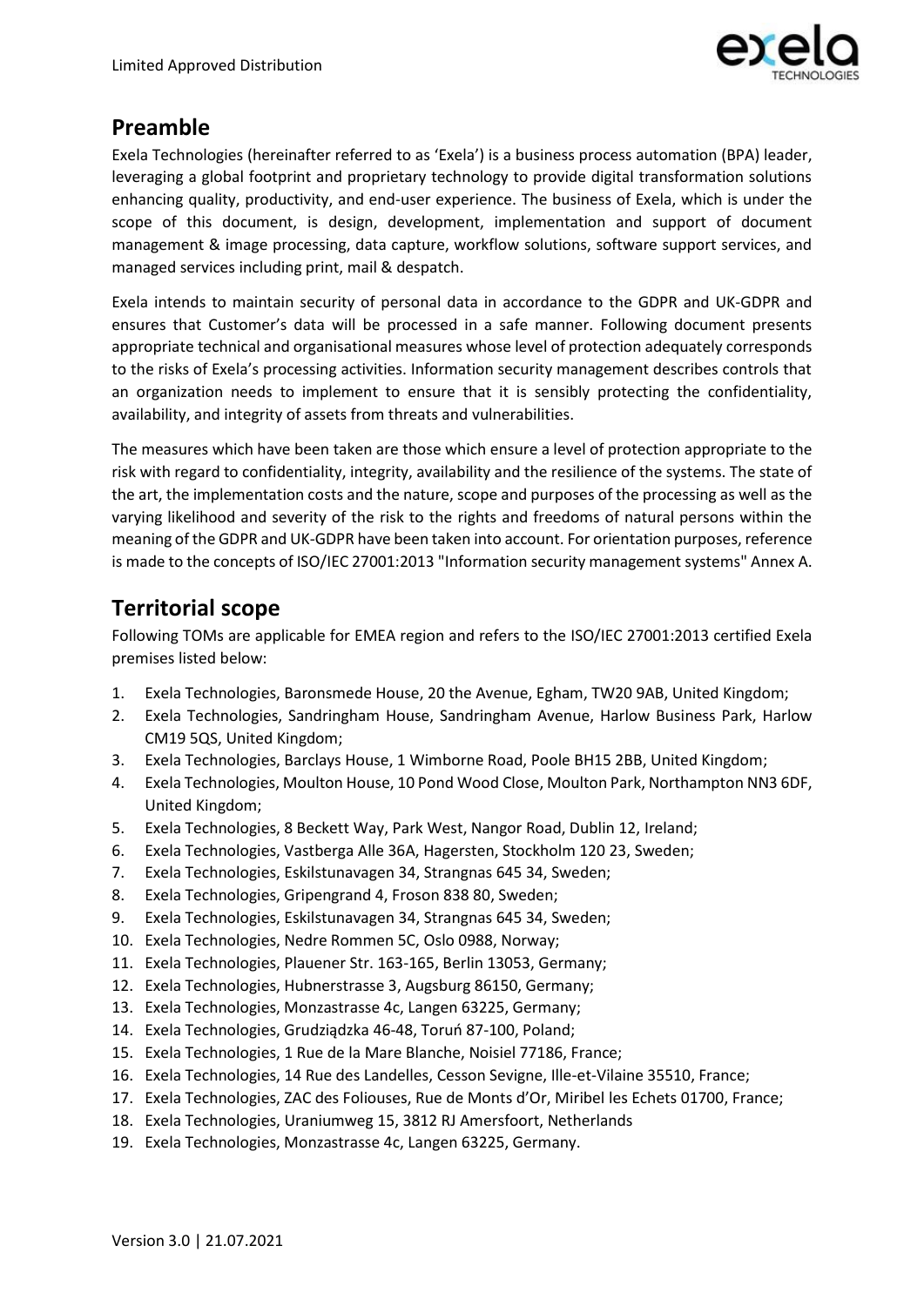## Preamble

Exela Technologies (hereinafter referred to as 'Exela') is a business process automation (BPA) leader, leveraging a global footprint and proprietary technology to provide digital transformation solutions enhancing quality, productivity, and end-user experience. The business of Exela, which is under the scope of this document, is design, development, implementation and support of document management & image processing, data capture, workflow solutions, software support services, and managed services including print, mail & despatch.

Exela intends to maintain security of personal data in accordance to the GDPR and UK-GDPR and ensures that Customer's data will be processed in a safe manner. Following document presents appropriate technical and organisational measures whose level of protection adequately corresponds to the risks of Exela's processing activities. Information security management describes controls that an organization needs to implement to ensure that it is sensibly protecting the confidentiality, availability, and integrity of assets from threats and vulnerabilities.

The measures which have been taken are those which ensure a level of protection appropriate to the risk with regard to confidentiality, integrity, availability and the resilience of the systems. The state of the art, the implementation costs and the nature, scope and purposes of the processing as well as the varying likelihood and severity of the risk to the rights and freedoms of natural persons within the meaning of the GDPR and UK-GDPR have been taken into account. For orientation purposes, reference is made to the concepts of ISO/IEC 27001:2013 "Information security management systems" Annex A.

## Territorial scope

Following TOMs are applicable for EMEA region and refers to the ISO/IEC 27001:2013 certified Exela premises listed below:

1. Exela Technologies, Baronsmede House, 20 the Avenue, Egham, TW20 9AB, United Kingdom;
2. Exela Technologies, Sandringham House, Sandringham Avenue, Harlow Business Park, Harlow CM19 5QS, United Kingdom;
3. Exela Technologies, Barclays House, 1 Wimborne Road, Poole BH15 2BB, United Kingdom;
4. Exela Technologies, Moulton House, 10 Pond Wood Close, Moulton Park, Northampton NN3 6DF, United Kingdom;
5. Exela Technologies, 8 Beckett Way, Park West, Nangor Road, Dublin 12, Ireland;
6. Exela Technologies, Vastberga Alle 36A, Hagersten, Stockholm 120 23, Sweden;
7. Exela Technologies, Eskilstunavagen 34, Strangnas 645 34, Sweden;
8. Exela Technologies, Gripengrand 4, Froson 838 80, Sweden;
9. Exela Technologies, Eskilstunavagen 34, Strangnas 645 34, Sweden;
10. Exela Technologies, Nedre Rommen 5C, Oslo 0988, Norway;
11. Exela Technologies, Plauener Str. 163-165, Berlin 13053, Germany;
12. Exela Technologies, Hubnerstrasse 3, Augsburg 86150, Germany;
13. Exela Technologies, Monzastrasse 4c, Langen 63225, Germany;
14. Exela Technologies, Grudziądzka 46-48, Toruń 87-100, Poland;
15. Exela Technologies, 1 Rue de la Mare Blanche, Noisiel 77186, France;
16. Exela Technologies, 14 Rue des Landelles, Cesson Sevigne, Ille-et-Vilaine 35510, France;
17. Exela Technologies, ZAC des Foliouses, Rue de Monts d'Or, Miribel les Echets 01700, France;
18. Exela Technologies, Uraniumweg 15, 3812 RJ Amersfoort, Netherlands
19. Exela Technologies, Monzastrasse 4c, Langen 63225, Germany.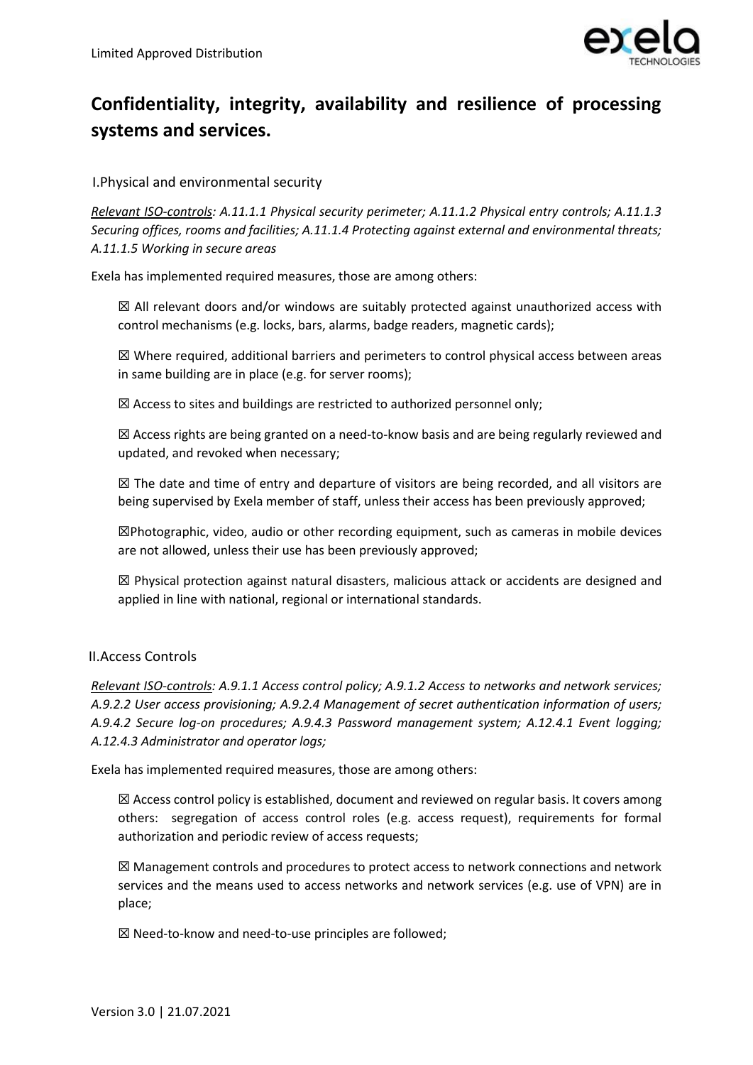# Confidentiality, integrity, availability and resilience of processing systems and services.

## I. Physical and environmental security

*<u>Relevant ISO-controls</u>: A.11.1.1 Physical security perimeter; A.11.1.2 Physical entry controls; A.11.1.3 Securing offices, rooms and facilities; A.11.1.4 Protecting against external and environmental threats; A.11.1.5 Working in secure areas*

Exela has implemented required measures, those are among others:

☒ All relevant doors and/or windows are suitably protected against unauthorized access with control mechanisms (e.g. locks, bars, alarms, badge readers, magnetic cards);

☒ Where required, additional barriers and perimeters to control physical access between areas in same building are in place (e.g. for server rooms);

☒ Access to sites and buildings are restricted to authorized personnel only;

☒ Access rights are being granted on a need-to-know basis and are being regularly reviewed and updated, and revoked when necessary;

☒ The date and time of entry and departure of visitors are being recorded, and all visitors are being supervised by Exela member of staff, unless their access has been previously approved;

☒Photographic, video, audio or other recording equipment, such as cameras in mobile devices are not allowed, unless their use has been previously approved;

☒ Physical protection against natural disasters, malicious attack or accidents are designed and applied in line with national, regional or international standards.

## II. Access Controls

*<u>Relevant ISO-controls</u>: A.9.1.1 Access control policy; A.9.1.2 Access to networks and network services; A.9.2.2 User access provisioning; A.9.2.4 Management of secret authentication information of users; A.9.4.2 Secure log-on procedures; A.9.4.3 Password management system; A.12.4.1 Event logging; A.12.4.3 Administrator and operator logs;*

Exela has implemented required measures, those are among others:

☒ Access control policy is established, document and reviewed on regular basis. It covers among others: segregation of access control roles (e.g. access request), requirements for formal authorization and periodic review of access requests;

☒ Management controls and procedures to protect access to network connections and network services and the means used to access networks and network services (e.g. use of VPN) are in place;

☒ Need-to-know and need-to-use principles are followed;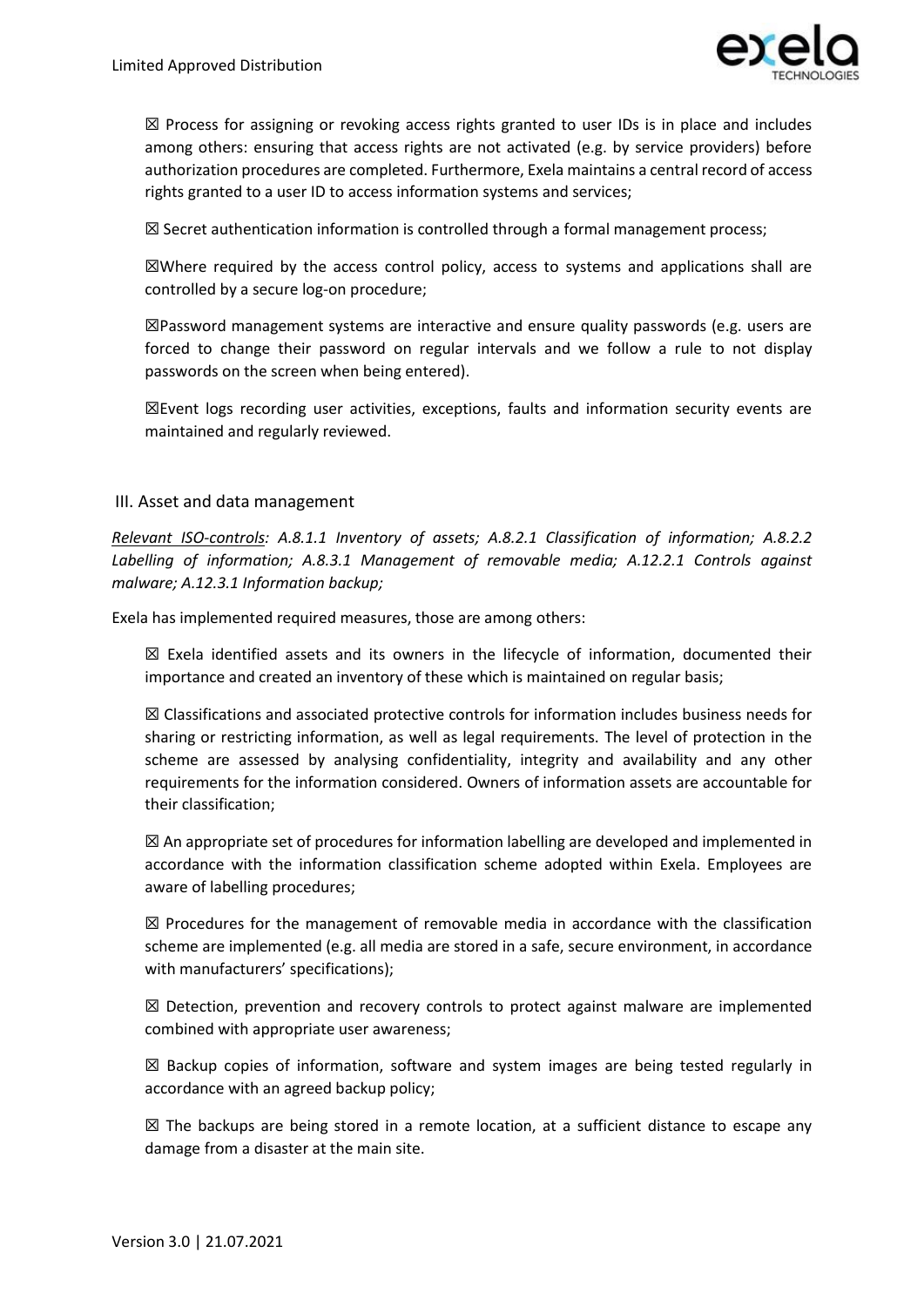☒ Process for assigning or revoking access rights granted to user IDs is in place and includes among others: ensuring that access rights are not activated (e.g. by service providers) before authorization procedures are completed. Furthermore, Exela maintains a central record of access rights granted to a user ID to access information systems and services;

☒ Secret authentication information is controlled through a formal management process;

☒Where required by the access control policy, access to systems and applications shall are controlled by a secure log-on procedure;

☒Password management systems are interactive and ensure quality passwords (e.g. users are forced to change their password on regular intervals and we follow a rule to not display passwords on the screen when being entered).

☒Event logs recording user activities, exceptions, faults and information security events are maintained and regularly reviewed.

## III. Asset and data management

*<u>Relevant ISO-controls</u>: A.8.1.1 Inventory of assets; A.8.2.1 Classification of information; A.8.2.2 Labelling of information; A.8.3.1 Management of removable media; A.12.2.1 Controls against malware; A.12.3.1 Information backup;*

Exela has implemented required measures, those are among others:

☒ Exela identified assets and its owners in the lifecycle of information, documented their importance and created an inventory of these which is maintained on regular basis;

☒ Classifications and associated protective controls for information includes business needs for sharing or restricting information, as well as legal requirements. The level of protection in the scheme are assessed by analysing confidentiality, integrity and availability and any other requirements for the information considered. Owners of information assets are accountable for their classification;

☒ An appropriate set of procedures for information labelling are developed and implemented in accordance with the information classification scheme adopted within Exela. Employees are aware of labelling procedures;

☒ Procedures for the management of removable media in accordance with the classification scheme are implemented (e.g. all media are stored in a safe, secure environment, in accordance with manufacturers' specifications);

☒ Detection, prevention and recovery controls to protect against malware are implemented combined with appropriate user awareness;

☒ Backup copies of information, software and system images are being tested regularly in accordance with an agreed backup policy;

☒ The backups are being stored in a remote location, at a sufficient distance to escape any damage from a disaster at the main site.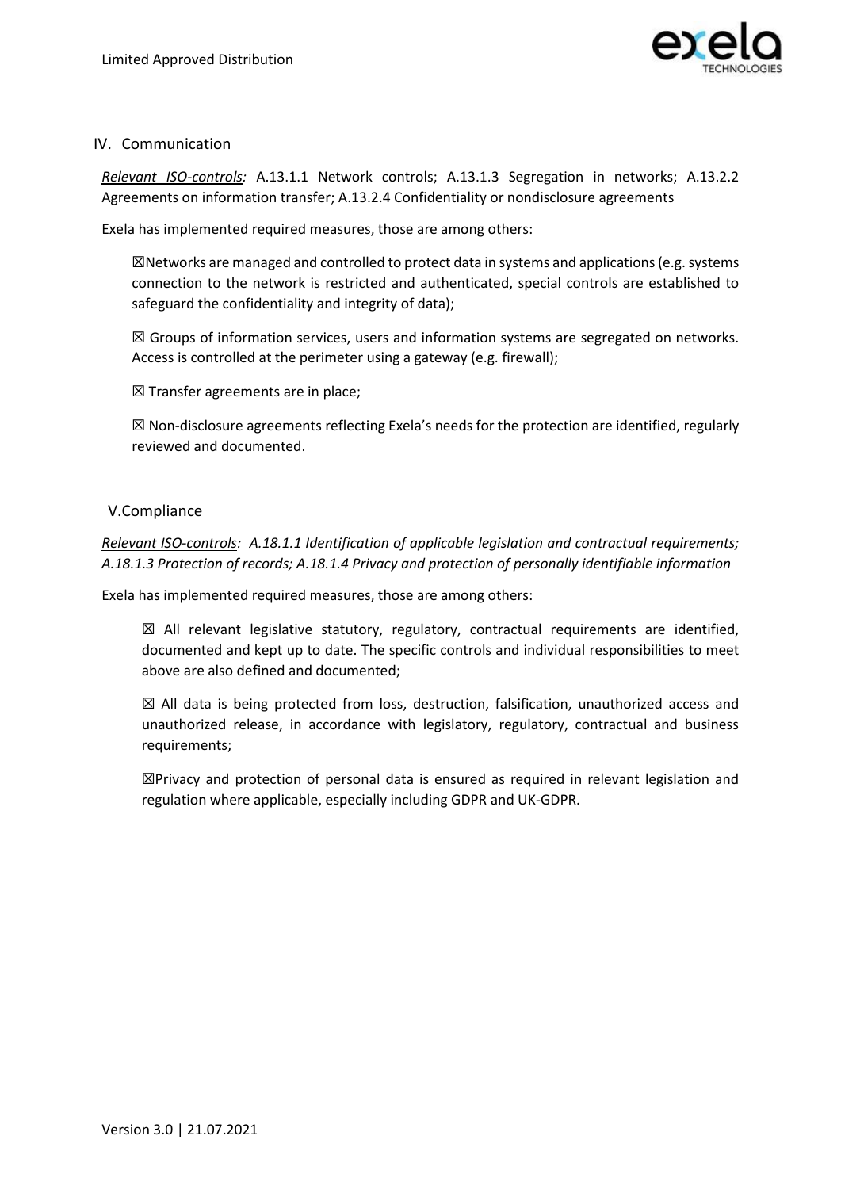## IV. Communication

*Relevant ISO-controls:* A.13.1.1 Network controls; A.13.1.3 Segregation in networks; A.13.2.2 Agreements on information transfer; A.13.2.4 Confidentiality or nondisclosure agreements

Exela has implemented required measures, those are among others:

☒Networks are managed and controlled to protect data in systems and applications (e.g. systems connection to the network is restricted and authenticated, special controls are established to safeguard the confidentiality and integrity of data);

☒ Groups of information services, users and information systems are segregated on networks. Access is controlled at the perimeter using a gateway (e.g. firewall);

☒ Transfer agreements are in place;

☒ Non-disclosure agreements reflecting Exela's needs for the protection are identified, regularly reviewed and documented.

## V.Compliance

*Relevant ISO-controls: A.18.1.1 Identification of applicable legislation and contractual requirements; A.18.1.3 Protection of records; A.18.1.4 Privacy and protection of personally identifiable information*

Exela has implemented required measures, those are among others:

☒ All relevant legislative statutory, regulatory, contractual requirements are identified, documented and kept up to date. The specific controls and individual responsibilities to meet above are also defined and documented;

☒ All data is being protected from loss, destruction, falsification, unauthorized access and unauthorized release, in accordance with legislatory, regulatory, contractual and business requirements;

☒Privacy and protection of personal data is ensured as required in relevant legislation and regulation where applicable, especially including GDPR and UK-GDPR.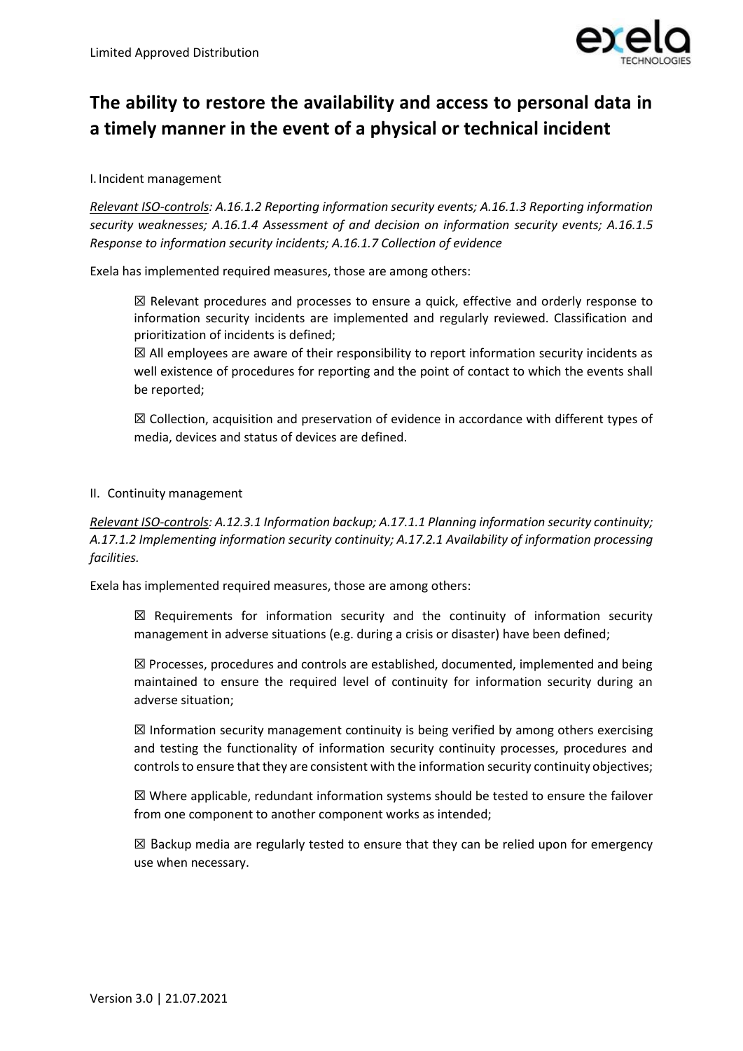# The ability to restore the availability and access to personal data in a timely manner in the event of a physical or technical incident

I. Incident management

*<u>Relevant ISO-controls</u>: A.16.1.2 Reporting information security events; A.16.1.3 Reporting information security weaknesses; A.16.1.4 Assessment of and decision on information security events; A.16.1.5 Response to information security incidents; A.16.1.7 Collection of evidence*

Exela has implemented required measures, those are among others:

☒ Relevant procedures and processes to ensure a quick, effective and orderly response to information security incidents are implemented and regularly reviewed. Classification and prioritization of incidents is defined;

☒ All employees are aware of their responsibility to report information security incidents as well existence of procedures for reporting and the point of contact to which the events shall be reported;

☒ Collection, acquisition and preservation of evidence in accordance with different types of media, devices and status of devices are defined.

II. Continuity management

*<u>Relevant ISO-controls</u>: A.12.3.1 Information backup; A.17.1.1 Planning information security continuity; A.17.1.2 Implementing information security continuity; A.17.2.1 Availability of information processing facilities.*

Exela has implemented required measures, those are among others:

☒ Requirements for information security and the continuity of information security management in adverse situations (e.g. during a crisis or disaster) have been defined;

☒ Processes, procedures and controls are established, documented, implemented and being maintained to ensure the required level of continuity for information security during an adverse situation;

☒ Information security management continuity is being verified by among others exercising and testing the functionality of information security continuity processes, procedures and controls to ensure that they are consistent with the information security continuity objectives;

☒ Where applicable, redundant information systems should be tested to ensure the failover from one component to another component works as intended;

☒ Backup media are regularly tested to ensure that they can be relied upon for emergency use when necessary.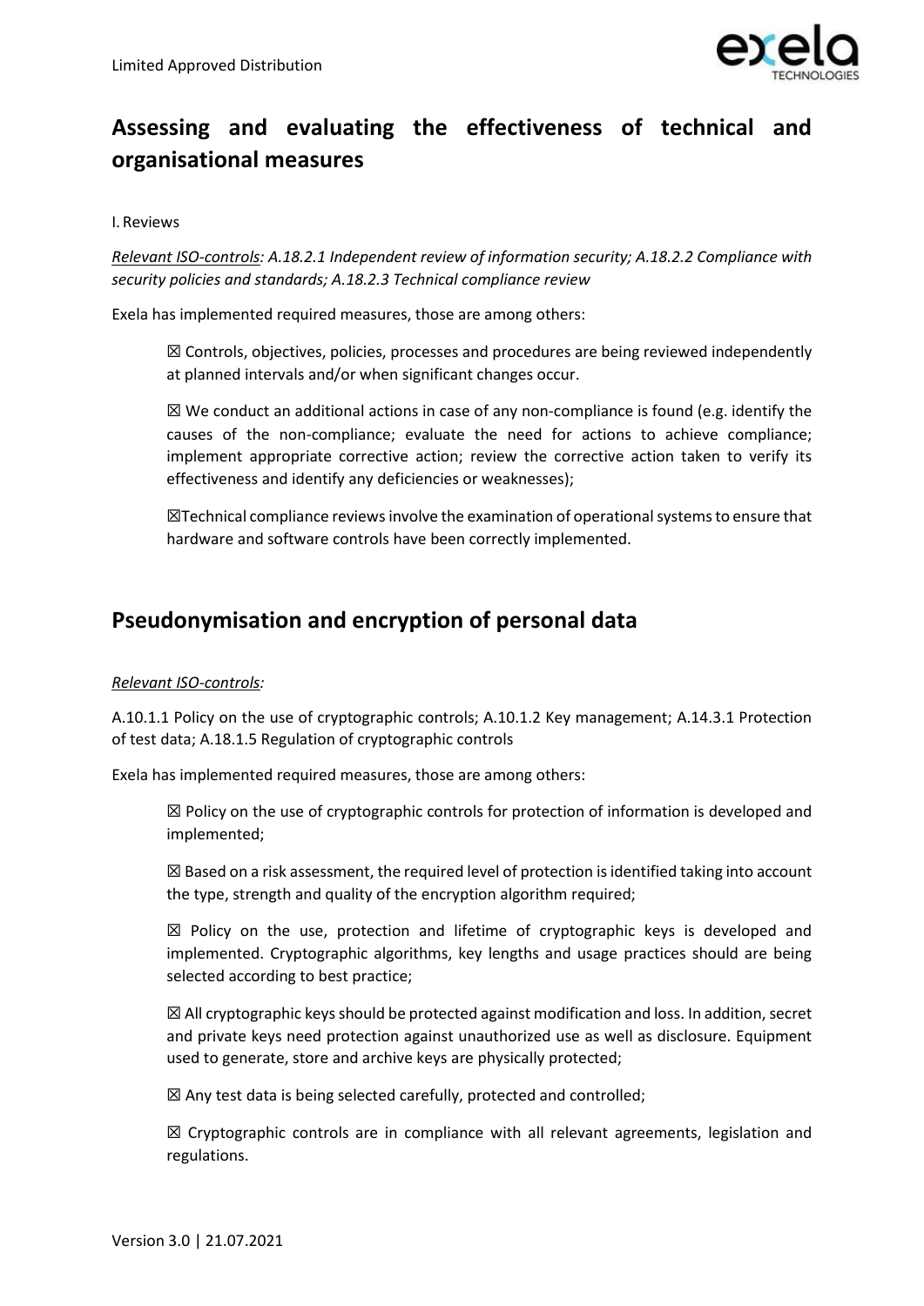## Assessing and evaluating the effectiveness of technical and organisational measures

I. Reviews

*Relevant ISO-controls: A.18.2.1 Independent review of information security; A.18.2.2 Compliance with security policies and standards; A.18.2.3 Technical compliance review*

Exela has implemented required measures, those are among others:

☒ Controls, objectives, policies, processes and procedures are being reviewed independently at planned intervals and/or when significant changes occur.

☒ We conduct an additional actions in case of any non-compliance is found (e.g. identify the causes of the non-compliance; evaluate the need for actions to achieve compliance; implement appropriate corrective action; review the corrective action taken to verify its effectiveness and identify any deficiencies or weaknesses);

☒Technical compliance reviews involve the examination of operational systems to ensure that hardware and software controls have been correctly implemented.

## Pseudonymisation and encryption of personal data

*Relevant ISO-controls:*

A.10.1.1 Policy on the use of cryptographic controls; A.10.1.2 Key management; A.14.3.1 Protection of test data; A.18.1.5 Regulation of cryptographic controls

Exela has implemented required measures, those are among others:

☒ Policy on the use of cryptographic controls for protection of information is developed and implemented;

☒ Based on a risk assessment, the required level of protection is identified taking into account the type, strength and quality of the encryption algorithm required;

☒ Policy on the use, protection and lifetime of cryptographic keys is developed and implemented. Cryptographic algorithms, key lengths and usage practices should are being selected according to best practice;

☒ All cryptographic keys should be protected against modification and loss. In addition, secret and private keys need protection against unauthorized use as well as disclosure. Equipment used to generate, store and archive keys are physically protected;

☒ Any test data is being selected carefully, protected and controlled;

☒ Cryptographic controls are in compliance with all relevant agreements, legislation and regulations.